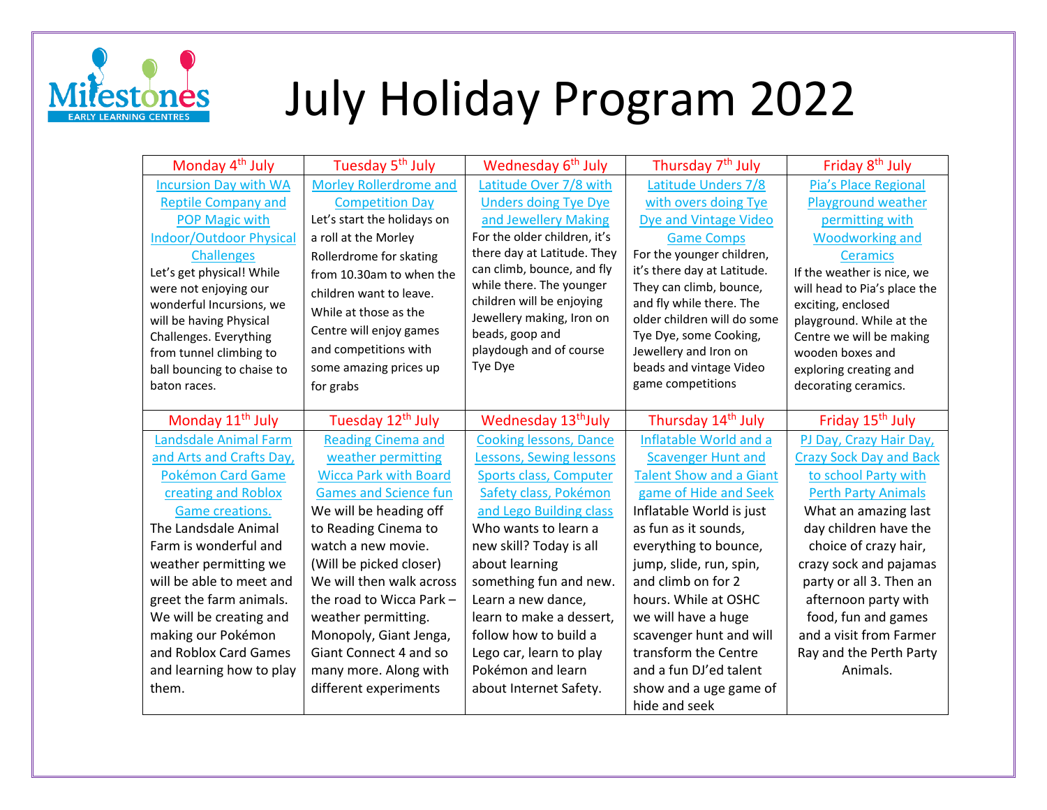Milestones EARLY LEARNING CENTRES

# July Holiday Program 2022

| Monday 4th July | Tuesday 5th July | Wednesday 6th July | Thursday 7th July | Friday 8th July |
|---|---|---|---|---|
| Incursion Day with WA Reptile Company and POP Magic with Indoor/Outdoor Physical Challenges<br>Let's get physical! While were not enjoying our wonderful Incursions, we will be having Physical Challenges. Everything from tunnel climbing to ball bouncing to chaise to baton races. | Morley Rollerdrome and Competition Day<br>Let's start the holidays on a roll at the Morley Rollerdrome for skating from 10.30am to when the children want to leave. While at those as the Centre will enjoy games and competitions with some amazing prices up for grabs | Latitude Over 7/8 with Unders doing Tye Dye and Jewellery Making<br>For the older children, it's there day at Latitude. They can climb, bounce, and fly while there. The younger children will be enjoying Jewellery making, Iron on beads, goop and playdough and of course Tye Dye | Latitude Unders 7/8 with overs doing Tye Dye and Vintage Video Game Comps<br>For the younger children, it's there day at Latitude. They can climb, bounce, and fly while there. The older children will do some Tye Dye, some Cooking, Jewellery and Iron on beads and vintage Video game competitions | Pia's Place Regional Playground weather permitting with Woodworking and Ceramics<br>If the weather is nice, we will head to Pia's place the exciting, enclosed playground. While at the Centre we will be making wooden boxes and exploring creating and decorating ceramics. |
| **Monday 11th July** | **Tuesday 12th July** | **Wednesday 13thJuly** | **Thursday 14th July** | **Friday 15th July** |
| Landsdale Animal Farm and Arts and Crafts Day, Pokémon Card Game creating and Roblox Game creations.<br>The Landsdale Animal Farm is wonderful and weather permitting we will be able to meet and greet the farm animals. We will be creating and making our Pokémon and Roblox Card Games and learning how to play them. | Reading Cinema and weather permitting Wicca Park with Board Games and Science fun<br>We will be heading off to Reading Cinema to watch a new movie. (Will be picked closer) We will then walk across the road to Wicca Park – weather permitting. Monopoly, Giant Jenga, Giant Connect 4 and so many more. Along with different experiments | Cooking lessons, Dance Lessons, Sewing lessons Sports class, Computer Safety class, Pokémon and Lego Building class<br>Who wants to learn a new skill? Today is all about learning something fun and new. Learn a new dance, learn to make a dessert, follow how to build a Lego car, learn to play Pokémon and learn about Internet Safety. | Inflatable World and a Scavenger Hunt and Talent Show and a Giant game of Hide and Seek<br>Inflatable World is just as fun as it sounds, everything to bounce, jump, slide, run, spin, and climb on for 2 hours. While at OSHC we will have a huge scavenger hunt and will transform the Centre and a fun DJ'ed talent show and a uge game of hide and seek | PJ Day, Crazy Hair Day, Crazy Sock Day and Back to school Party with Perth Party Animals<br>What an amazing last day children have the choice of crazy hair, crazy sock and pajamas party or all 3. Then an afternoon party with food, fun and games and a visit from Farmer Ray and the Perth Party Animals. |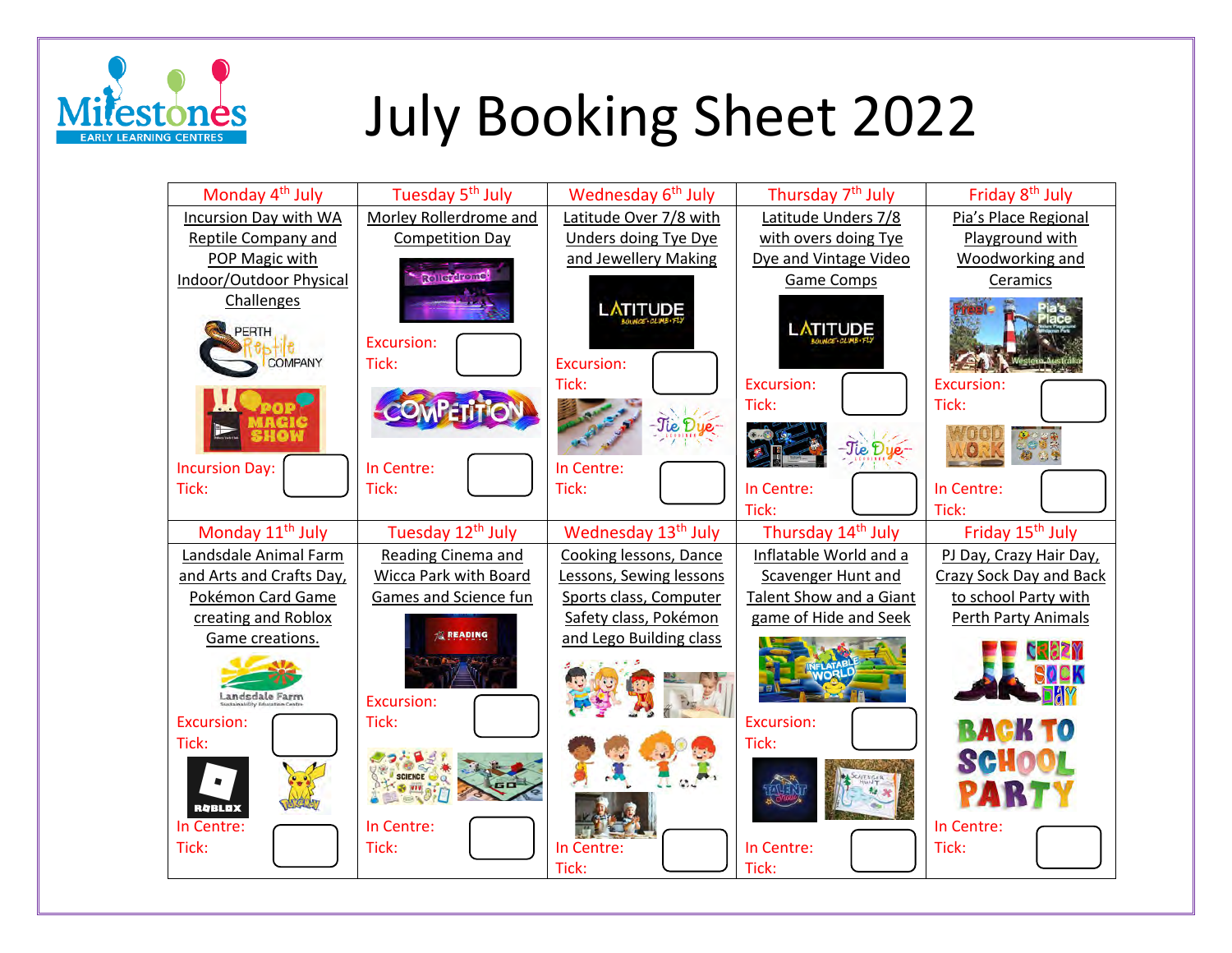Milestones EARLY LEARNING CENTRES

# July Booking Sheet 2022

| Monday 4th July | Tuesday 5th July | Wednesday 6th July | Thursday 7th July | Friday 8th July |
|---|---|---|---|---|
| Incursion Day with WA Reptile Company and POP Magic with Indoor/Outdoor Physical Challenges | Morley Rollerdrome and Competition Day | Latitude Over 7/8 with Unders doing Tye Dye and Jewellery Making | Latitude Unders 7/8 with overs doing Tye Dye and Vintage Video Game Comps | Pia's Place Regional Playground with Woodworking and Ceramics |
| Incursion Day: Tick: | Excursion: Tick: | Excursion: Tick: | Excursion: Tick: | Excursion: Tick: |
| | In Centre: Tick: | In Centre: Tick: | In Centre: Tick: | In Centre: Tick: |

| Monday 11th July | Tuesday 12th July | Wednesday 13th July | Thursday 14th July | Friday 15th July |
|---|---|---|---|---|
| Landsdale Animal Farm and Arts and Crafts Day, Pokémon Card Game creating and Roblox Game creations. | Reading Cinema and Wicca Park with Board Games and Science fun | Cooking lessons, Dance Lessons, Sewing lessons Sports class, Computer Safety class, Pokémon and Lego Building class | Inflatable World and a Scavenger Hunt and Talent Show and a Giant game of Hide and Seek | PJ Day, Crazy Hair Day, Crazy Sock Day and Back to school Party with Perth Party Animals |
| Excursion: Tick: | Excursion: Tick: | | Excursion: Tick: | |
| In Centre: Tick: | In Centre: Tick: | In Centre: Tick: | In Centre: Tick: | In Centre: Tick: |